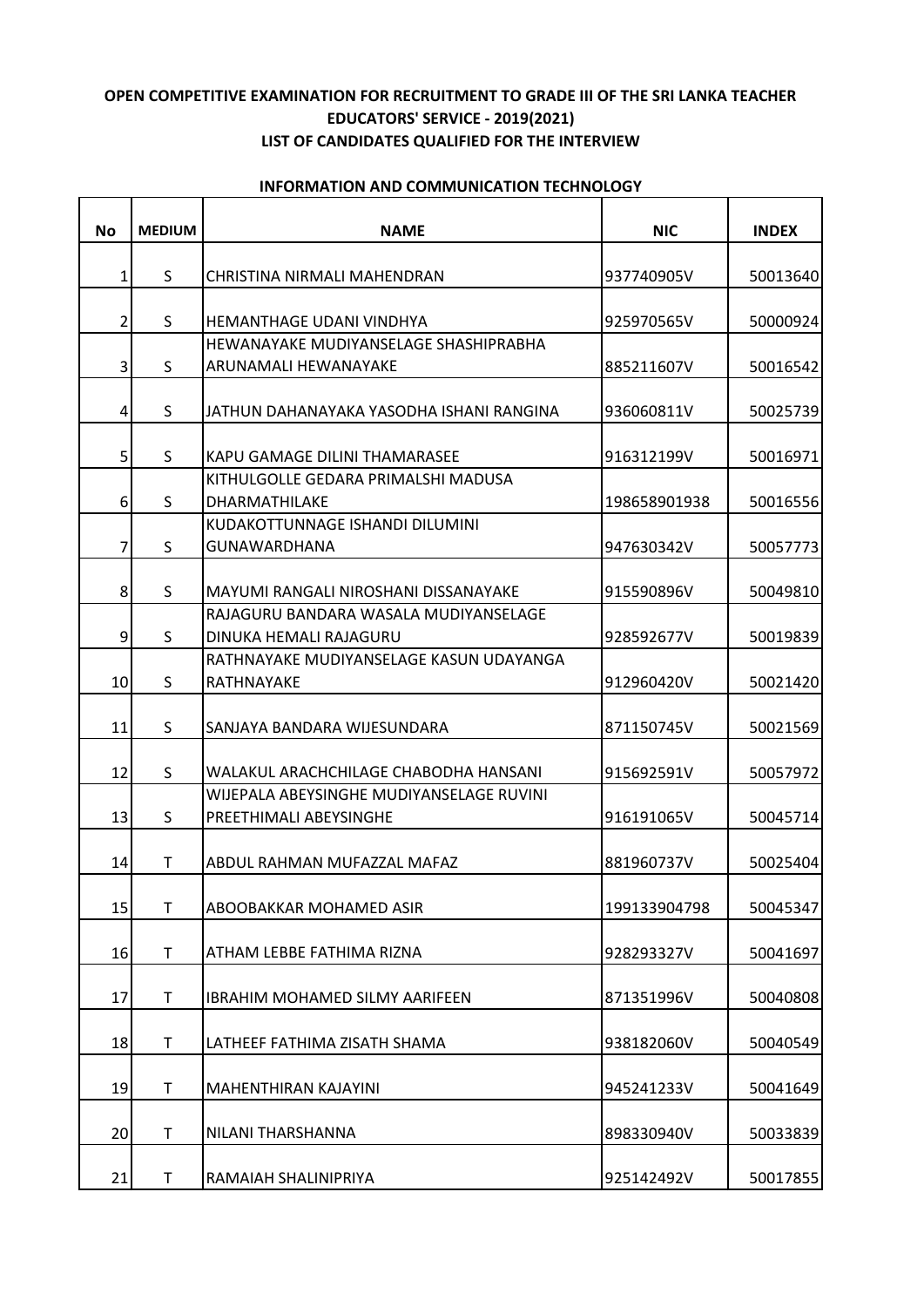**OPEN COMPETITIVE EXAMINATION FOR RECRUITMENT TO GRADE III OF THE SRI LANKA TEACHER EDUCATORS' SERVICE - 2019(2021)**

**LIST OF CANDIDATES QUALIFIED FOR THE INTERVIEW**

**INFORMATION AND COMMUNICATION TECHNOLOGY**

| No | MEDIUM | NAME | NIC | INDEX |
|---|---|---|---|---|
| 1 | S | CHRISTINA NIRMALI MAHENDRAN | 937740905V | 50013640 |
| 2 | S | HEMANTHAGE UDANI VINDHYA | 925970565V | 50000924 |
| 3 | S | HEWANAYAKE MUDIYANSELAGE SHASHIPRABHA ARUNAMALI HEWANAYAKE | 885211607V | 50016542 |
| 4 | S | JATHUN DAHANAYAKA YASODHA ISHANI RANGINA | 936060811V | 50025739 |
| 5 | S | KAPU GAMAGE DILINI THAMARASEE | 916312199V | 50016971 |
| 6 | S | KITHULGOLLE GEDARA PRIMALSHI MADUSA DHARMATHILAKE | 198658901938 | 50016556 |
| 7 | S | KUDAKOTTUNNAGE ISHANDI DILUMINI GUNAWARDHANA | 947630342V | 50057773 |
| 8 | S | MAYUMI RANGALI NIROSHANI DISSANAYAKE | 915590896V | 50049810 |
| 9 | S | RAJAGURU BANDARA WASALA MUDIYANSELAGE DINUKA HEMALI RAJAGURU | 928592677V | 50019839 |
| 10 | S | RATHNAYAKE MUDIYANSELAGE KASUN UDAYANGA RATHNAYAKE | 912960420V | 50021420 |
| 11 | S | SANJAYA BANDARA WIJESUNDARA | 871150745V | 50021569 |
| 12 | S | WALAKUL ARACHCHILAGE CHABODHA HANSANI | 915692591V | 50057972 |
| 13 | S | WIJEPALA ABEYSINGHE MUDIYANSELAGE RUVINI PREETHIMALI ABEYSINGHE | 916191065V | 50045714 |
| 14 | T | ABDUL RAHMAN MUFAZZAL MAFAZ | 881960737V | 50025404 |
| 15 | T | ABOOBAKKAR MOHAMED ASIR | 199133904798 | 50045347 |
| 16 | T | ATHAM LEBBE FATHIMA RIZNA | 928293327V | 50041697 |
| 17 | T | IBRAHIM MOHAMED SILMY AARIFEEN | 871351996V | 50040808 |
| 18 | T | LATHEEF FATHIMA ZISATH SHAMA | 938182060V | 50040549 |
| 19 | T | MAHENTHIRAN KAJAYINI | 945241233V | 50041649 |
| 20 | T | NILANI THARSHANNA | 898330940V | 50033839 |
| 21 | T | RAMAIAH SHALINIPRIYA | 925142492V | 50017855 |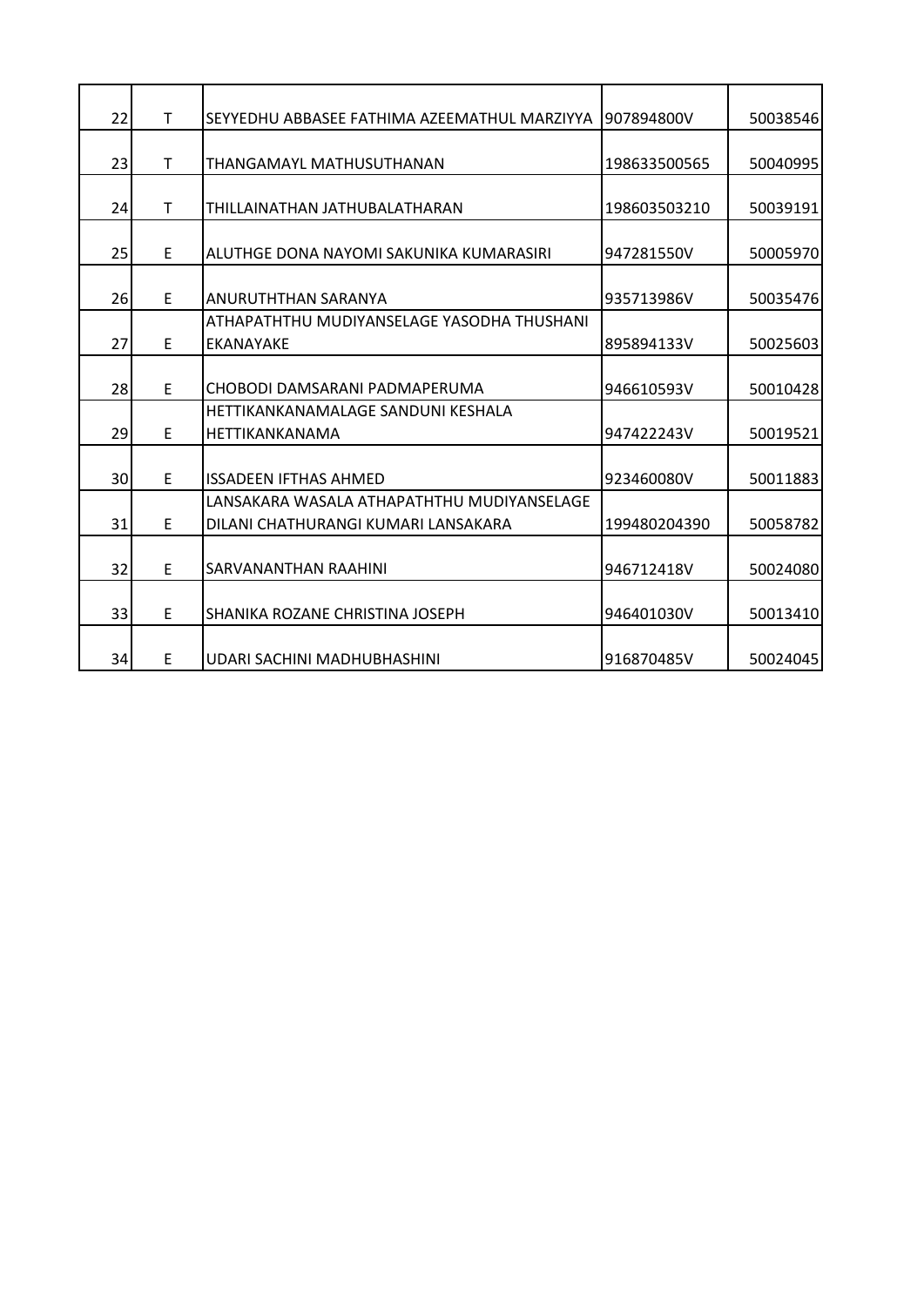| | | | | |
|---|---|---|---|---|
| 22 | T | SEYYEDHU ABBASEE FATHIMA AZEEMATHUL MARZIYYA | 907894800V | 50038546 |
| 23 | T | THANGAMAYL MATHUSUTHANAN | 198633500565 | 50040995 |
| 24 | T | THILLAINATHAN JATHUBALATHARAN | 198603503210 | 50039191 |
| 25 | E | ALUTHGE DONA NAYOMI SAKUNIKA KUMARASIRI | 947281550V | 50005970 |
| 26 | E | ANURUTHTHAN SARANYA | 935713986V | 50035476 |
| 27 | E | ATHAPATHTHU MUDIYANSELAGE YASODHA THUSHANI EKANAYAKE | 895894133V | 50025603 |
| 28 | E | CHOBODI DAMSARANI PADMAPERUMA | 946610593V | 50010428 |
| 29 | E | HETTIKANKANAMALAGE SANDUNI KESHALA HETTIKANKANAMA | 947422243V | 50019521 |
| 30 | E | ISSADEEN IFTHAS AHMED | 923460080V | 50011883 |
| 31 | E | LANSAKARA WASALA ATHAPATHTHU MUDIYANSELAGE DILANI CHATHURANGI KUMARI LANSAKARA | 199480204390 | 50058782 |
| 32 | E | SARVANANTHAN RAAHINI | 946712418V | 50024080 |
| 33 | E | SHANIKA ROZANE CHRISTINA JOSEPH | 946401030V | 50013410 |
| 34 | E | UDARI SACHINI MADHUBHASHINI | 916870485V | 50024045 |